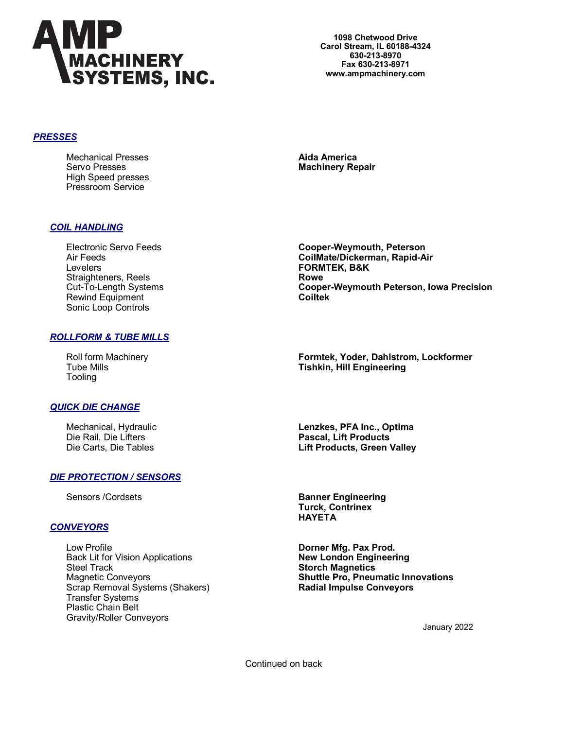# AMP MACHINERY SYSTEMS, INC.

**1098 Chetwood Drive**
**Carol Stream, IL 60188-4324**
**630-213-8970**
**Fax 630-213-8971**
**www.ampmachinery.com**

## *PRESSES*

| | |
|---|---|
| Mechanical Presses | **Aida America** |
| Servo Presses | **Machinery Repair** |
| High Speed presses | |
| Pressroom Service | |

## *COIL HANDLING*

| | |
|---|---|
| Electronic Servo Feeds | **Cooper-Weymouth, Peterson** |
| Air Feeds | **CoilMate/Dickerman, Rapid-Air** |
| Levelers | **FORMTEK, B&K** |
| Straighteners, Reels | **Rowe** |
| Cut-To-Length Systems | **Cooper-Weymouth Peterson, Iowa Precision** |
| Rewind Equipment | **Coiltek** |
| Sonic Loop Controls | |

## *ROLLFORM & TUBE MILLS*

| | |
|---|---|
| Roll form Machinery | **Formtek, Yoder, Dahlstrom, Lockformer** |
| Tube Mills | **Tishkin, Hill Engineering** |
| Tooling | |

## *QUICK DIE CHANGE*

| | |
|---|---|
| Mechanical, Hydraulic | **Lenzkes, PFA Inc., Optima** |
| Die Rail, Die Lifters | **Pascal, Lift Products** |
| Die Carts, Die Tables | **Lift Products, Green Valley** |

## *DIE PROTECTION / SENSORS*

| | |
|---|---|
| Sensors /Cordsets | **Banner Engineering** |
| | **Turck, Contrinex** |
| | **HAYETA** |

## *CONVEYORS*

| | |
|---|---|
| Low Profile | **Dorner Mfg. Pax Prod.** |
| Back Lit for Vision Applications | **New London Engineering** |
| Steel Track | **Storch Magnetics** |
| Magnetic Conveyors | **Shuttle Pro, Pneumatic Innovations** |
| Scrap Removal Systems (Shakers) | **Radial Impulse Conveyors** |
| Transfer Systems | |
| Plastic Chain Belt | |
| Gravity/Roller Conveyors | |

January 2022

Continued on back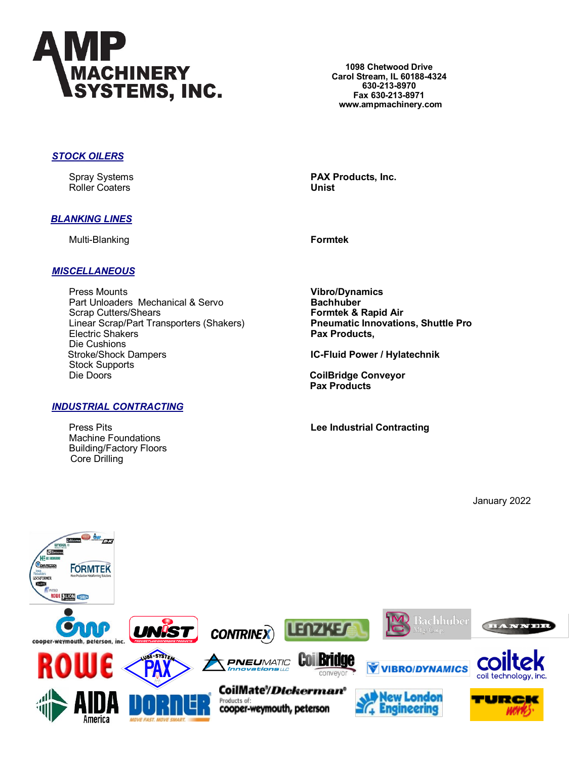# AMP MACHINERY SYSTEMS, INC.

**1098 Chetwood Drive**
**Carol Stream, IL 60188-4324**
**630-213-8970**
**Fax 630-213-8971**
**www.ampmachinery.com**

## *STOCK OILERS*

| | |
|---|---|
| Spray Systems | **PAX Products, Inc.** |
| Roller Coaters | **Unist** |

## *BLANKING LINES*

| | |
|---|---|
| Multi-Blanking | **Formtek** |

## *MISCELLANEOUS*

| | |
|---|---|
| Press Mounts | **Vibro/Dynamics** |
| Part Unloaders Mechanical & Servo | **Bachhuber** |
| Scrap Cutters/Shears | **Formtek & Rapid Air** |
| Linear Scrap/Part Transporters (Shakers) | **Pneumatic Innovations, Shuttle Pro** |
| Electric Shakers | **Pax Products,** |
| Die Cushions | |
| Stroke/Shock Dampers | **IC-Fluid Power / Hylatechnik** |
| Stock Supports | |
| Die Doors | **CoilBridge Conveyor** |
| | **Pax Products** |

## *INDUSTRIAL CONTRACTING*

| | |
|---|---|
| Press Pits | **Lee Industrial Contracting** |
| Machine Foundations | |
| Building/Factory Floors | |
| Core Drilling | |

January 2022